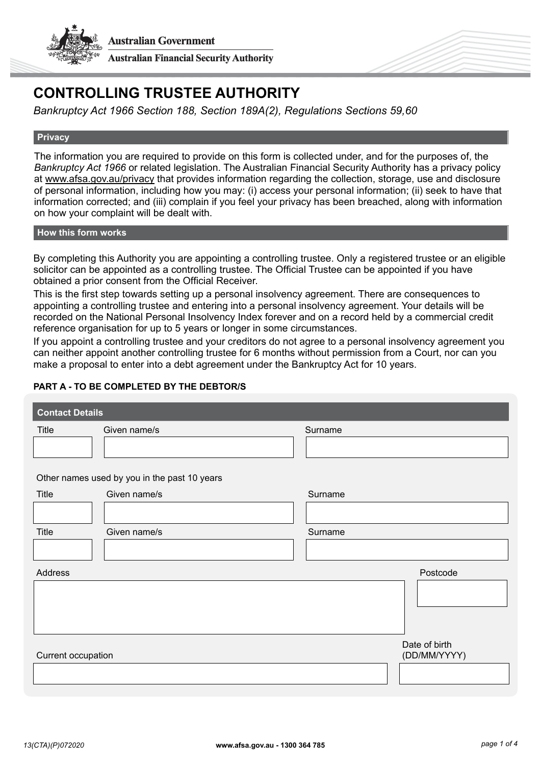Australian Government

Australian Financial Security Authority

# CONTROLLING TRUSTEE AUTHORITY

*Bankruptcy Act 1966 Section 188, Section 189A(2), Regulations Sections 59,60*

## Privacy

The information you are required to provide on this form is collected under, and for the purposes of, the *Bankruptcy Act 1966* or related legislation. The Australian Financial Security Authority has a privacy policy at www.afsa.gov.au/privacy that provides information regarding the collection, storage, use and disclosure of personal information, including how you may: (i) access your personal information; (ii) seek to have that information corrected; and (iii) complain if you feel your privacy has been breached, along with information on how your complaint will be dealt with.

## How this form works

By completing this Authority you are appointing a controlling trustee. Only a registered trustee or an eligible solicitor can be appointed as a controlling trustee. The Official Trustee can be appointed if you have obtained a prior consent from the Official Receiver.

This is the first step towards setting up a personal insolvency agreement. There are consequences to appointing a controlling trustee and entering into a personal insolvency agreement. Your details will be recorded on the National Personal Insolvency Index forever and on a record held by a commercial credit reference organisation for up to 5 years or longer in some circumstances.

If you appoint a controlling trustee and your creditors do not agree to a personal insolvency agreement you can neither appoint another controlling trustee for 6 months without permission from a Court, nor can you make a proposal to enter into a debt agreement under the Bankruptcy Act for 10 years.

**PART A - TO BE COMPLETED BY THE DEBTOR/S**

### Contact Details

| Title | Given name/s | Surname |
| --- | --- | --- |
| | | |

Other names used by you in the past 10 years

| Title | Given name/s | Surname |
| --- | --- | --- |
| | | |
| | | |

| Address | Postcode |
| --- | --- |
| | |

| Current occupation | Date of birth (DD/MM/YYYY) |
| --- | --- |
| | |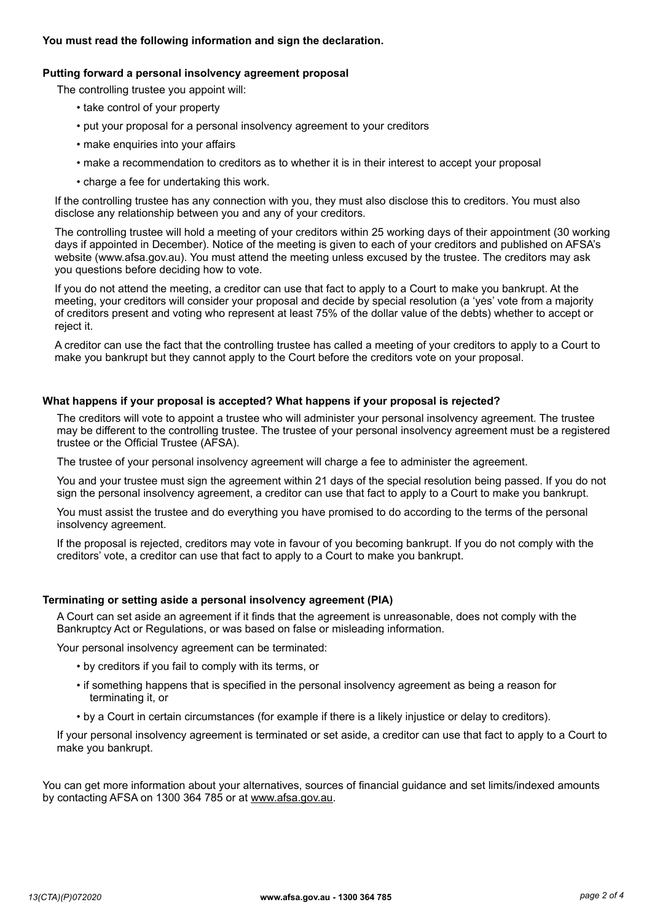**You must read the following information and sign the declaration.**

### Putting forward a personal insolvency agreement proposal

The controlling trustee you appoint will:

- take control of your property
- put your proposal for a personal insolvency agreement to your creditors
- make enquiries into your affairs
- make a recommendation to creditors as to whether it is in their interest to accept your proposal
- charge a fee for undertaking this work.

If the controlling trustee has any connection with you, they must also disclose this to creditors. You must also disclose any relationship between you and any of your creditors.

The controlling trustee will hold a meeting of your creditors within 25 working days of their appointment (30 working days if appointed in December). Notice of the meeting is given to each of your creditors and published on AFSA's website (www.afsa.gov.au). You must attend the meeting unless excused by the trustee. The creditors may ask you questions before deciding how to vote.

If you do not attend the meeting, a creditor can use that fact to apply to a Court to make you bankrupt. At the meeting, your creditors will consider your proposal and decide by special resolution (a 'yes' vote from a majority of creditors present and voting who represent at least 75% of the dollar value of the debts) whether to accept or reject it.

A creditor can use the fact that the controlling trustee has called a meeting of your creditors to apply to a Court to make you bankrupt but they cannot apply to the Court before the creditors vote on your proposal.

### What happens if your proposal is accepted? What happens if your proposal is rejected?

The creditors will vote to appoint a trustee who will administer your personal insolvency agreement. The trustee may be different to the controlling trustee. The trustee of your personal insolvency agreement must be a registered trustee or the Official Trustee (AFSA).

The trustee of your personal insolvency agreement will charge a fee to administer the agreement.

You and your trustee must sign the agreement within 21 days of the special resolution being passed. If you do not sign the personal insolvency agreement, a creditor can use that fact to apply to a Court to make you bankrupt.

You must assist the trustee and do everything you have promised to do according to the terms of the personal insolvency agreement.

If the proposal is rejected, creditors may vote in favour of you becoming bankrupt. If you do not comply with the creditors' vote, a creditor can use that fact to apply to a Court to make you bankrupt.

### Terminating or setting aside a personal insolvency agreement (PIA)

A Court can set aside an agreement if it finds that the agreement is unreasonable, does not comply with the Bankruptcy Act or Regulations, or was based on false or misleading information.

Your personal insolvency agreement can be terminated:

- by creditors if you fail to comply with its terms, or
- if something happens that is specified in the personal insolvency agreement as being a reason for terminating it, or
- by a Court in certain circumstances (for example if there is a likely injustice or delay to creditors).

If your personal insolvency agreement is terminated or set aside, a creditor can use that fact to apply to a Court to make you bankrupt.

You can get more information about your alternatives, sources of financial guidance and set limits/indexed amounts by contacting AFSA on 1300 364 785 or at www.afsa.gov.au.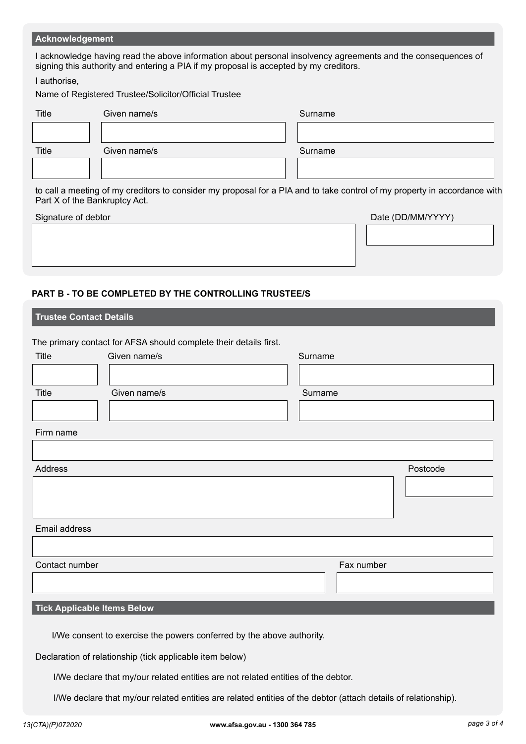## Acknowledgement

I acknowledge having read the above information about personal insolvency agreements and the consequences of signing this authority and entering a PIA if my proposal is accepted by my creditors.

I authorise,

Name of Registered Trustee/Solicitor/Official Trustee

| Title | Given name/s | Surname |
|---|---|---|
| | | |

| Title | Given name/s | Surname |
|---|---|---|
| | | |

to call a meeting of my creditors to consider my proposal for a PIA and to take control of my property in accordance with Part X of the Bankruptcy Act.

| Signature of debtor | Date (DD/MM/YYYY) |
|---|---|
| | |

## PART B - TO BE COMPLETED BY THE CONTROLLING TRUSTEE/S

### Trustee Contact Details

The primary contact for AFSA should complete their details first.

| Title | Given name/s | Surname |
|---|---|---|
| | | |

| Title | Given name/s | Surname |
|---|---|---|
| | | |

Firm name

| Address | Postcode |
|---|---|
| | |

Email address

| Contact number | Fax number |
|---|---|
| | |

### Tick Applicable Items Below

- [ ] I/We consent to exercise the powers conferred by the above authority.

Declaration of relationship (tick applicable item below)

- [ ] I/We declare that my/our related entities are not related entities of the debtor.
- [ ] I/We declare that my/our related entities are related entities of the debtor (attach details of relationship).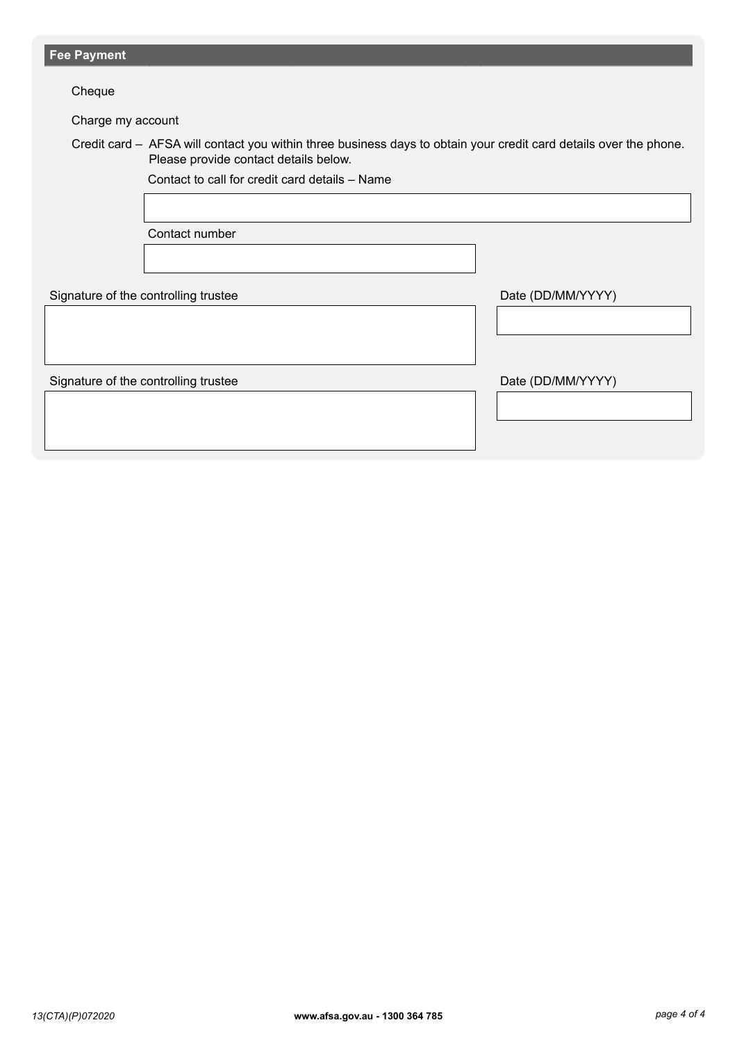## Fee Payment

Cheque

Charge my account

Credit card – AFSA will contact you within three business days to obtain your credit card details over the phone. Please provide contact details below.

Contact to call for credit card details – Name

Contact number

Signature of the controlling trustee

Date (DD/MM/YYYY)

Signature of the controlling trustee

Date (DD/MM/YYYY)

13(CTA)(P)072020

www.afsa.gov.au - 1300 364 785